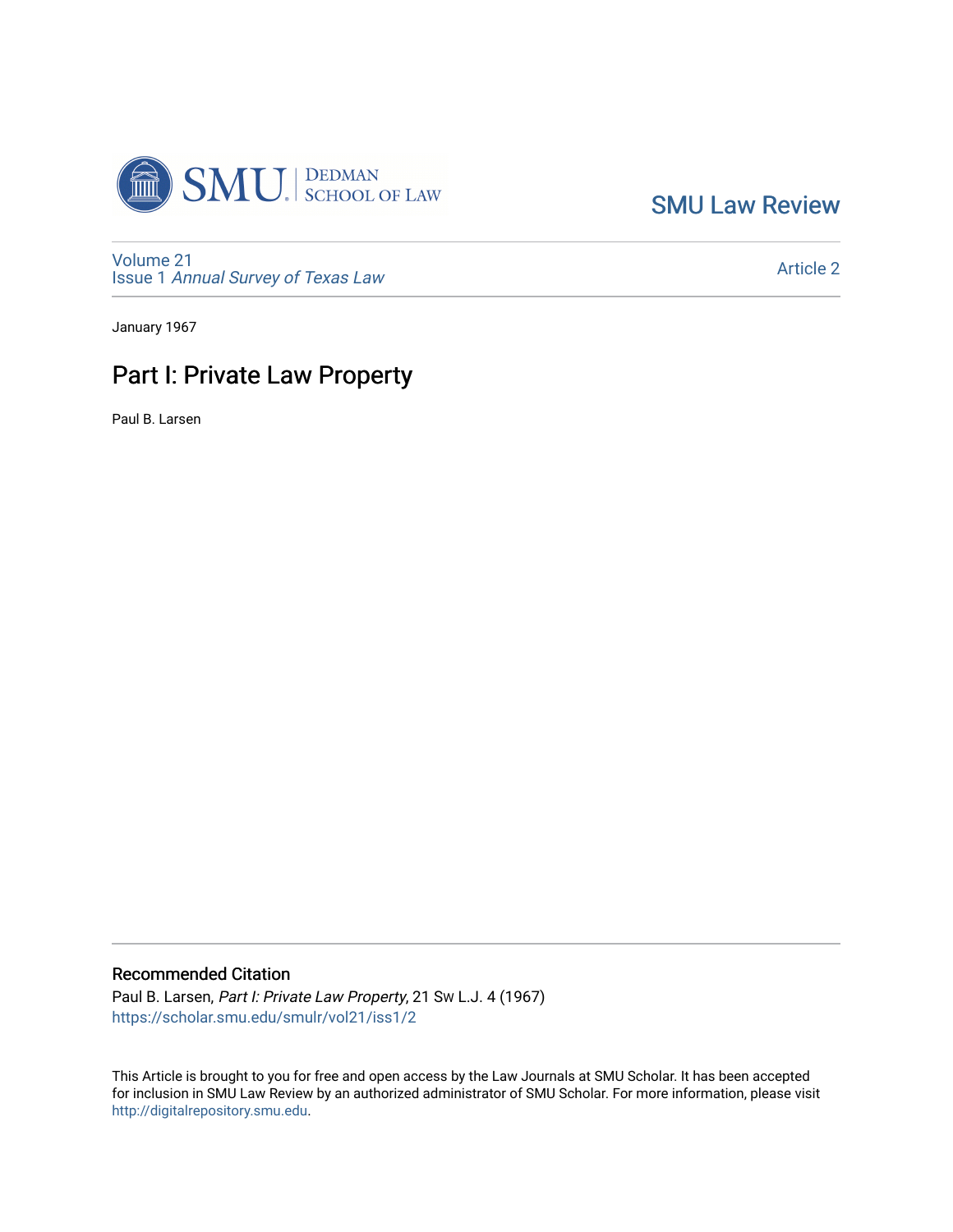SMU Law Review

Volume 21
Issue 1 *Annual Survey of Texas Law*

Article 2

January 1967

# Part I: Private Law Property

Paul B. Larsen

## Recommended Citation

Paul B. Larsen, *Part I: Private Law Property*, 21 Sw L.J. 4 (1967)
https://scholar.smu.edu/smulr/vol21/iss1/2

This Article is brought to you for free and open access by the Law Journals at SMU Scholar. It has been accepted for inclusion in SMU Law Review by an authorized administrator of SMU Scholar. For more information, please visit http://digitalrepository.smu.edu.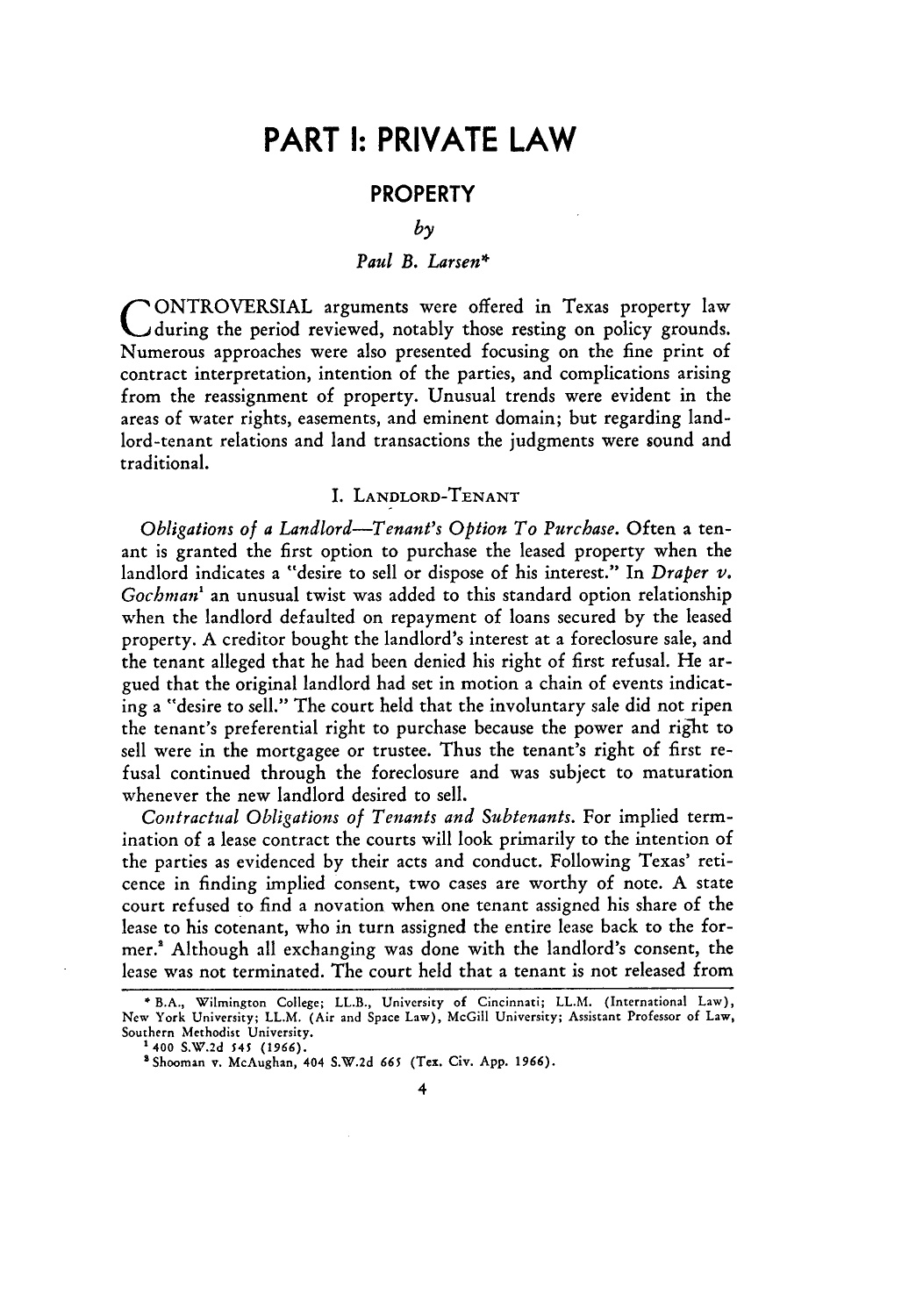# PART I: PRIVATE LAW

## PROPERTY

*by*

*Paul B. Larsen**

CONTROVERSIAL arguments were offered in Texas property law during the period reviewed, notably those resting on policy grounds. Numerous approaches were also presented focusing on the fine print of contract interpretation, intention of the parties, and complications arising from the reassignment of property. Unusual trends were evident in the areas of water rights, easements, and eminent domain; but regarding landlord-tenant relations and land transactions the judgments were sound and traditional.

### I. LANDLORD-TENANT

*Obligations of a Landlord—Tenant's Option To Purchase.* Often a tenant is granted the first option to purchase the leased property when the landlord indicates a "desire to sell or dispose of his interest." In *Draper v. Gochman*[1] an unusual twist was added to this standard option relationship when the landlord defaulted on repayment of loans secured by the leased property. A creditor bought the landlord's interest at a foreclosure sale, and the tenant alleged that he had been denied his right of first refusal. He argued that the original landlord had set in motion a chain of events indicating a "desire to sell." The court held that the involuntary sale did not ripen the tenant's preferential right to purchase because the power and right to sell were in the mortgagee or trustee. Thus the tenant's right of first refusal continued through the foreclosure and was subject to maturation whenever the new landlord desired to sell.

*Contractual Obligations of Tenants and Subtenants.* For implied termination of a lease contract the courts will look primarily to the intention of the parties as evidenced by their acts and conduct. Following Texas' reticence in finding implied consent, two cases are worthy of note. A state court refused to find a novation when one tenant assigned his share of the lease to his cotenant, who in turn assigned the entire lease back to the former.[2] Although all exchanging was done with the landlord's consent, the lease was not terminated. The court held that a tenant is not released from

---

* B.A., Wilmington College; LL.B., University of Cincinnati; LL.M. (International Law), New York University; LL.M. (Air and Space Law), McGill University; Assistant Professor of Law, Southern Methodist University.

[1] 400 S.W.2d 545 (1966).

[2] Shooman v. McAughan, 404 S.W.2d 665 (Tex. Civ. App. 1966).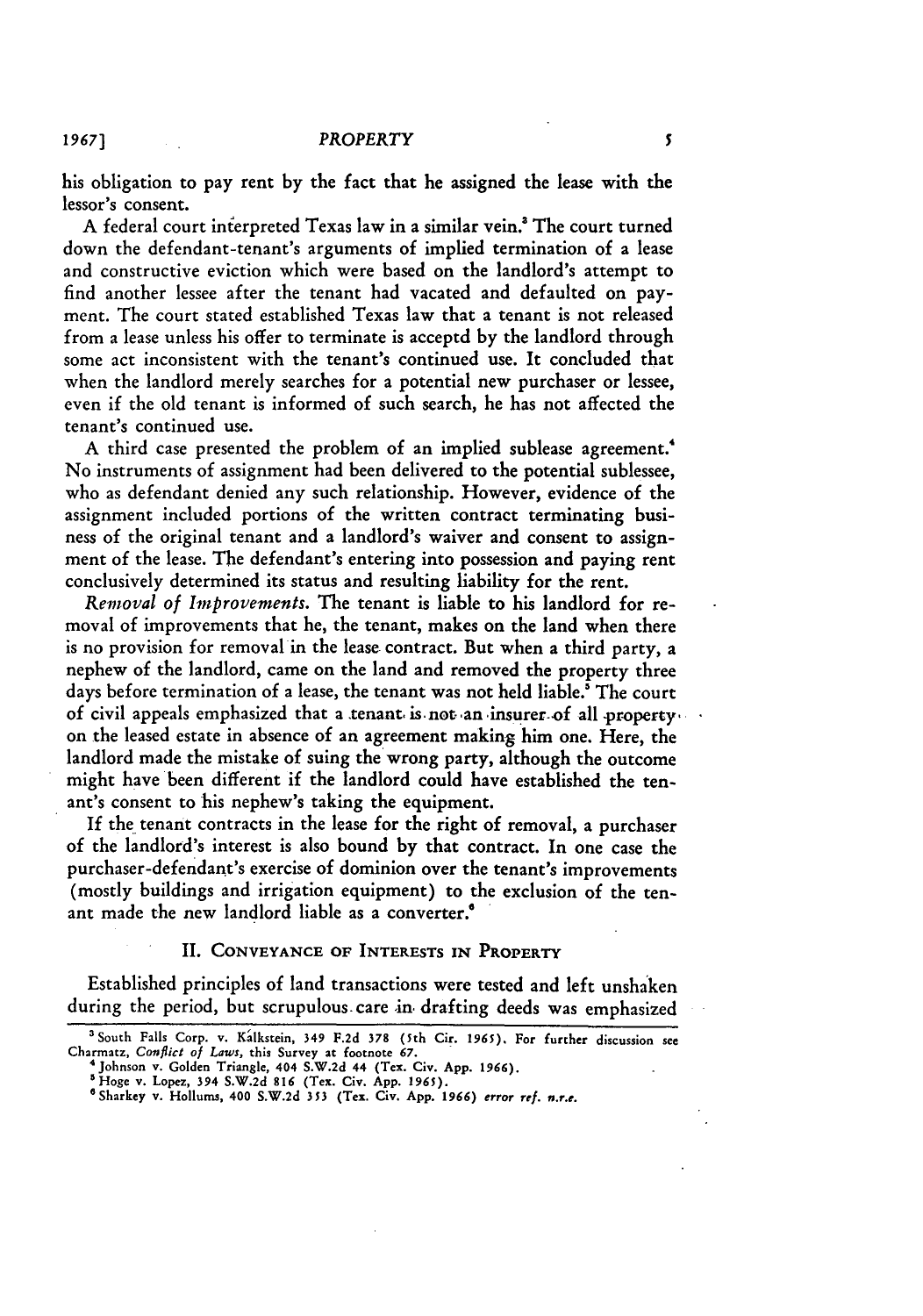his obligation to pay rent by the fact that he assigned the lease with the lessor's consent.

A federal court interpreted Texas law in a similar vein.[3] The court turned down the defendant-tenant's arguments of implied termination of a lease and constructive eviction which were based on the landlord's attempt to find another lessee after the tenant had vacated and defaulted on payment. The court stated established Texas law that a tenant is not released from a lease unless his offer to terminate is acceptd by the landlord through some act inconsistent with the tenant's continued use. It concluded that when the landlord merely searches for a potential new purchaser or lessee, even if the old tenant is informed of such search, he has not affected the tenant's continued use.

A third case presented the problem of an implied sublease agreement.[4] No instruments of assignment had been delivered to the potential sublessee, who as defendant denied any such relationship. However, evidence of the assignment included portions of the written contract terminating business of the original tenant and a landlord's waiver and consent to assignment of the lease. The defendant's entering into possession and paying rent conclusively determined its status and resulting liability for the rent.

*Removal of Improvements.* The tenant is liable to his landlord for removal of improvements that he, the tenant, makes on the land when there is no provision for removal in the lease contract. But when a third party, a nephew of the landlord, came on the land and removed the property three days before termination of a lease, the tenant was not held liable.[5] The court of civil appeals emphasized that a tenant is not an insurer of all property on the leased estate in absence of an agreement making him one. Here, the landlord made the mistake of suing the wrong party, although the outcome might have been different if the landlord could have established the tenant's consent to his nephew's taking the equipment.

If the tenant contracts in the lease for the right of removal, a purchaser of the landlord's interest is also bound by that contract. In one case the purchaser-defendant's exercise of dominion over the tenant's improvements (mostly buildings and irrigation equipment) to the exclusion of the tenant made the new landlord liable as a converter.[6]

## II. CONVEYANCE OF INTERESTS IN PROPERTY

Established principles of land transactions were tested and left unshaken during the period, but scrupulous care in drafting deeds was emphasized

---

[3] South Falls Corp. v. Kalkstein, 349 F.2d 378 (5th Cir. 1965). For further discussion see Charmatz, *Conflict of Laws*, this Survey at footnote 67.

[4] Johnson v. Golden Triangle, 404 S.W.2d 44 (Tex. Civ. App. 1966).

[5] Hoge v. Lopez, 394 S.W.2d 816 (Tex. Civ. App. 1965).

[6] Sharkey v. Hollums, 400 S.W.2d 353 (Tex. Civ. App. 1966) *error ref. n.r.e.*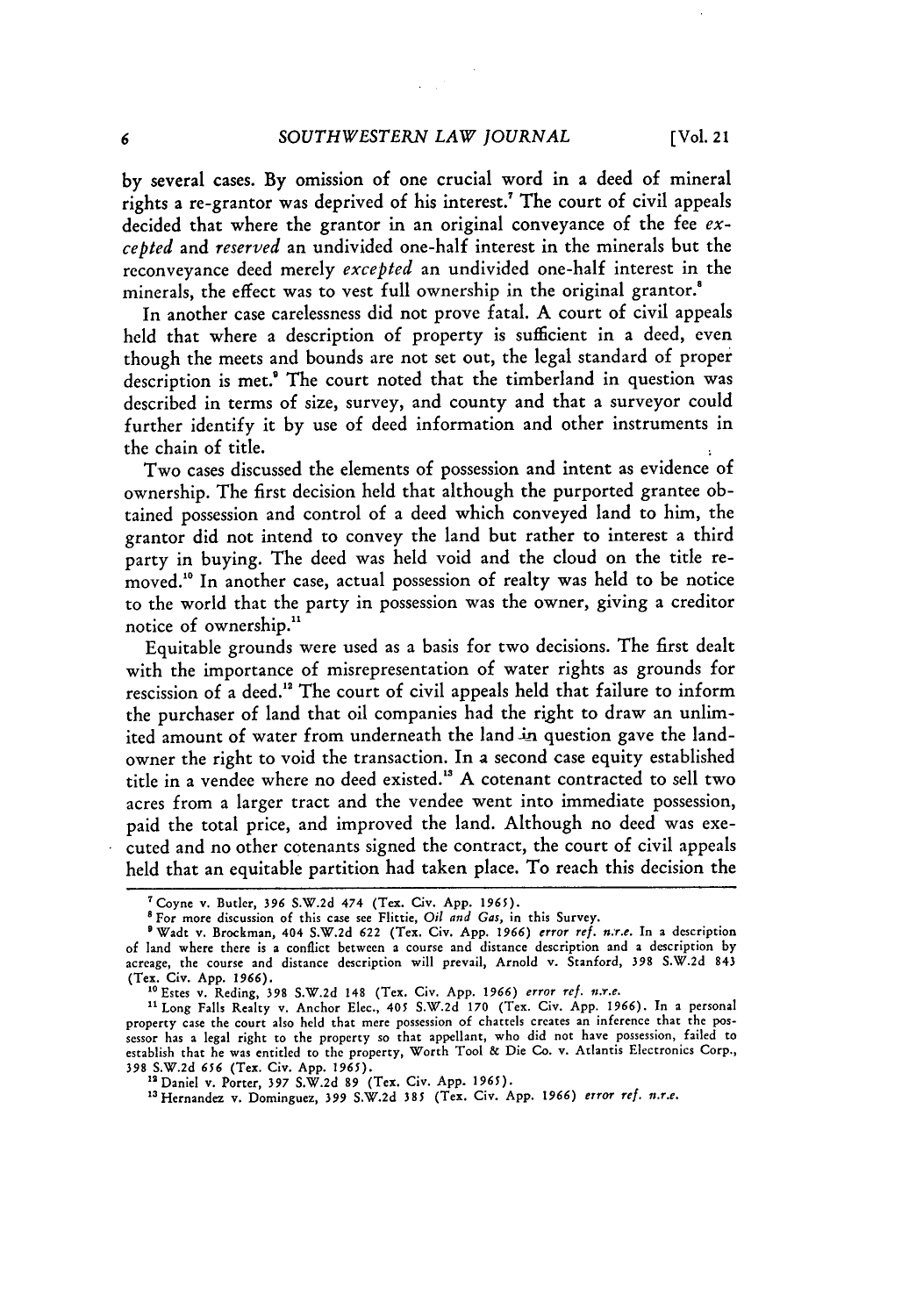by several cases. By omission of one crucial word in a deed of mineral rights a re-grantor was deprived of his interest.[7] The court of civil appeals decided that where the grantor in an original conveyance of the fee *excepted* and *reserved* an undivided one-half interest in the minerals but the reconveyance deed merely *excepted* an undivided one-half interest in the minerals, the effect was to vest full ownership in the original grantor.[8]

In another case carelessness did not prove fatal. A court of civil appeals held that where a description of property is sufficient in a deed, even though the meets and bounds are not set out, the legal standard of proper description is met.[9] The court noted that the timberland in question was described in terms of size, survey, and county and that a surveyor could further identify it by use of deed information and other instruments in the chain of title.

Two cases discussed the elements of possession and intent as evidence of ownership. The first decision held that although the purported grantee obtained possession and control of a deed which conveyed land to him, the grantor did not intend to convey the land but rather to interest a third party in buying. The deed was held void and the cloud on the title removed.[10] In another case, actual possession of realty was held to be notice to the world that the party in possession was the owner, giving a creditor notice of ownership.[11]

Equitable grounds were used as a basis for two decisions. The first dealt with the importance of misrepresentation of water rights as grounds for rescission of a deed.[12] The court of civil appeals held that failure to inform the purchaser of land that oil companies had the right to draw an unlimited amount of water from underneath the land in question gave the landowner the right to void the transaction. In a second case equity established title in a vendee where no deed existed.[13] A cotenant contracted to sell two acres from a larger tract and the vendee went into immediate possession, paid the total price, and improved the land. Although no deed was executed and no other cotenants signed the contract, the court of civil appeals held that an equitable partition had taken place. To reach this decision the

---

[7] Coyne v. Butler, 396 S.W.2d 474 (Tex. Civ. App. 1965).

[8] For more discussion of this case see Flittie, *Oil and Gas*, in this Survey.

[9] Wadt v. Brockman, 404 S.W.2d 622 (Tex. Civ. App. 1966) *error ref. n.r.e.* In a description of land where there is a conflict between a course and distance description and a description by acreage, the course and distance description will prevail, Arnold v. Stanford, 398 S.W.2d 843 (Tex. Civ. App. 1966).

[10] Estes v. Reding, 398 S.W.2d 148 (Tex. Civ. App. 1966) *error ref. n.r.e.*

[11] Long Falls Realty v. Anchor Elec., 405 S.W.2d 170 (Tex. Civ. App. 1966). In a personal property case the court also held that mere possession of chattels creates an inference that the possessor has a legal right to the property so that appellant, who did not have possession, failed to establish that he was entitled to the property, Worth Tool & Die Co. v. Atlantis Electronics Corp., 398 S.W.2d 656 (Tex. Civ. App. 1965).

[12] Daniel v. Porter, 397 S.W.2d 89 (Tex. Civ. App. 1965).

[13] Hernandez v. Dominguez, 399 S.W.2d 385 (Tex. Civ. App. 1966) *error ref. n.r.e.*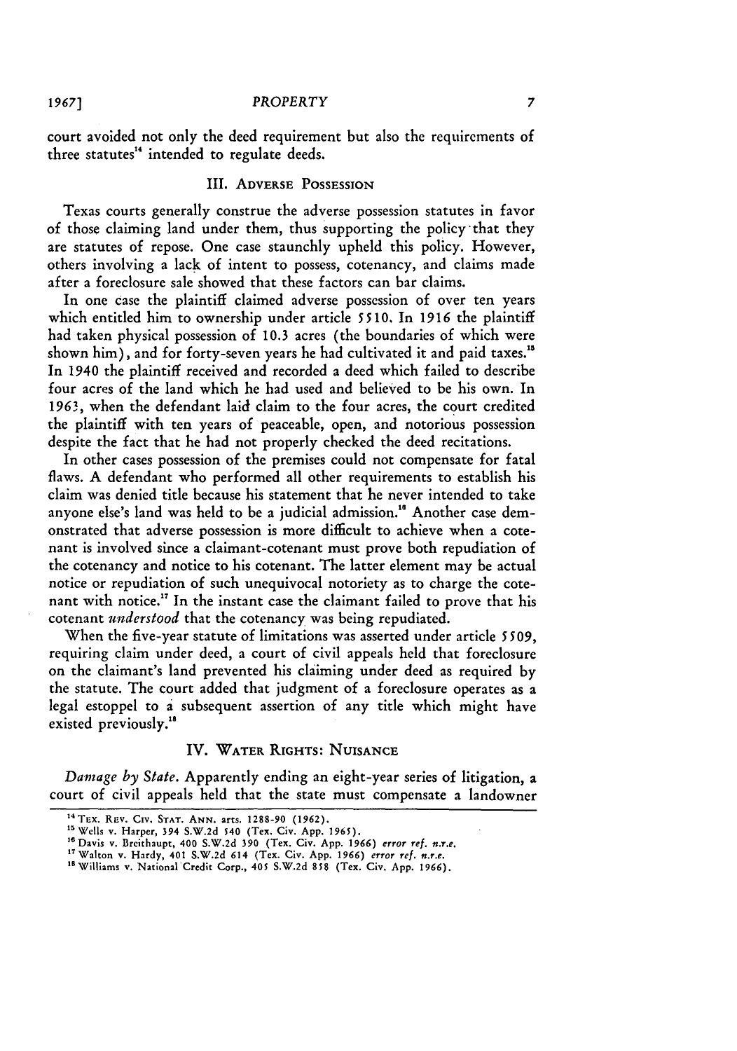court avoided not only the deed requirement but also the requirements of three statutes[14] intended to regulate deeds.

## III. Adverse Possession

Texas courts generally construe the adverse possession statutes in favor of those claiming land under them, thus supporting the policy that they are statutes of repose. One case staunchly upheld this policy. However, others involving a lack of intent to possess, cotenancy, and claims made after a foreclosure sale showed that these factors can bar claims.

In one case the plaintiff claimed adverse possession of over ten years which entitled him to ownership under article 5510. In 1916 the plaintiff had taken physical possession of 10.3 acres (the boundaries of which were shown him), and for forty-seven years he had cultivated it and paid taxes.[15] In 1940 the plaintiff received and recorded a deed which failed to describe four acres of the land which he had used and believed to be his own. In 1963, when the defendant laid claim to the four acres, the court credited the plaintiff with ten years of peaceable, open, and notorious possession despite the fact that he had not properly checked the deed recitations.

In other cases possession of the premises could not compensate for fatal flaws. A defendant who performed all other requirements to establish his claim was denied title because his statement that he never intended to take anyone else's land was held to be a judicial admission.[16] Another case demonstrated that adverse possession is more difficult to achieve when a cotenant is involved since a claimant-cotenant must prove both repudiation of the cotenancy and notice to his cotenant. The latter element may be actual notice or repudiation of such unequivocal notoriety as to charge the cotenant with notice.[17] In the instant case the claimant failed to prove that his cotenant *understood* that the cotenancy was being repudiated.

When the five-year statute of limitations was asserted under article 5509, requiring claim under deed, a court of civil appeals held that foreclosure on the claimant's land prevented his claiming under deed as required by the statute. The court added that judgment of a foreclosure operates as a legal estoppel to a subsequent assertion of any title which might have existed previously.[18]

## IV. Water Rights: Nuisance

*Damage by State.* Apparently ending an eight-year series of litigation, a court of civil appeals held that the state must compensate a landowner

---

[14] Tex. Rev. Civ. Stat. Ann. arts. 1288-90 (1962).

[15] Wells v. Harper, 394 S.W.2d 540 (Tex. Civ. App. 1965).

[16] Davis v. Breithaupt, 400 S.W.2d 390 (Tex. Civ. App. 1966) *error ref. n.r.e.*

[17] Walton v. Hardy, 401 S.W.2d 614 (Tex. Civ. App. 1966) *error ref. n.r.e.*

[18] Williams v. National Credit Corp., 405 S.W.2d 858 (Tex. Civ. App. 1966).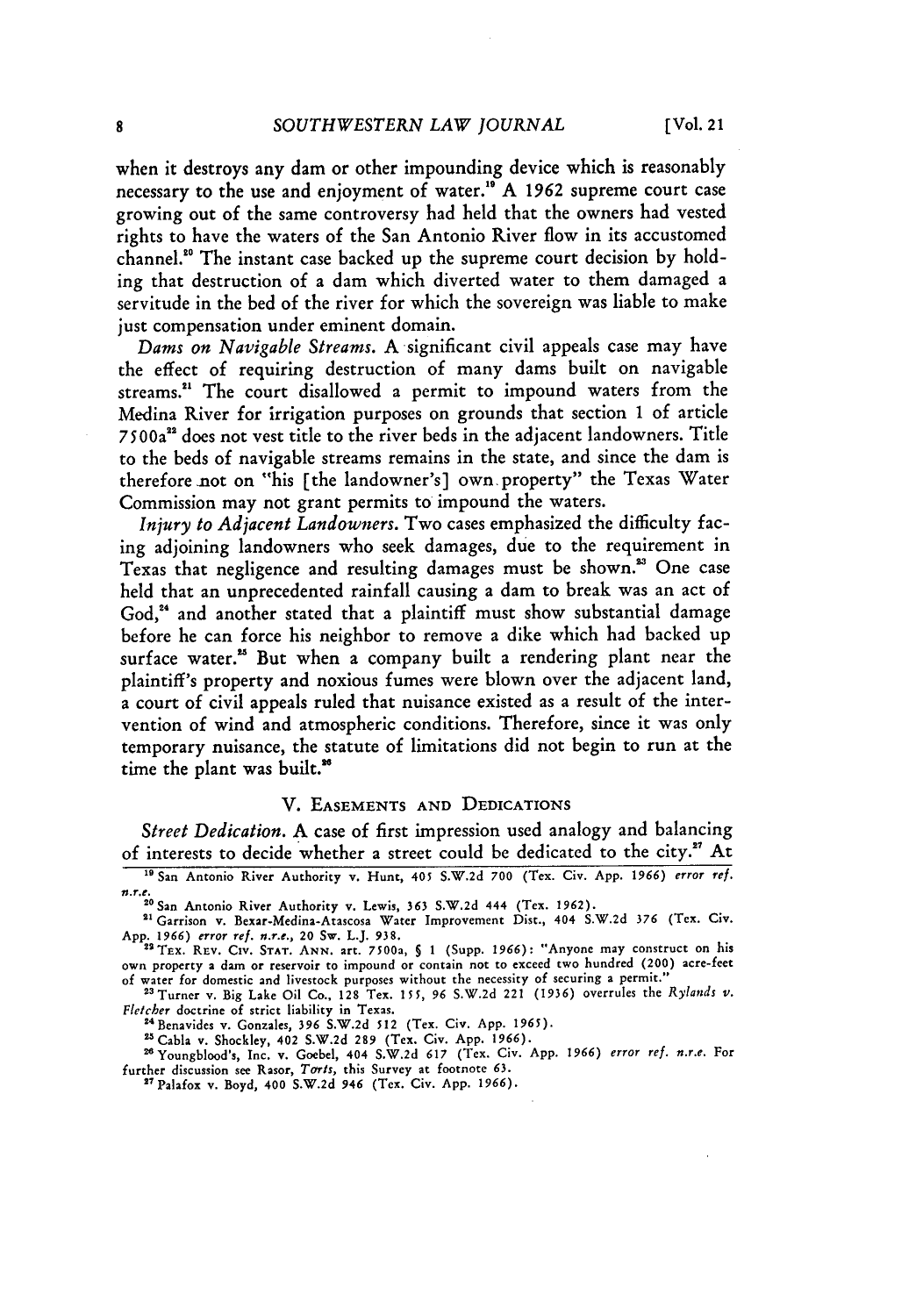when it destroys any dam or other impounding device which is reasonably necessary to the use and enjoyment of water.[19] A 1962 supreme court case growing out of the same controversy had held that the owners had vested rights to have the waters of the San Antonio River flow in its accustomed channel.[20] The instant case backed up the supreme court decision by holding that destruction of a dam which diverted water to them damaged a servitude in the bed of the river for which the sovereign was liable to make just compensation under eminent domain.

*Dams on Navigable Streams.* A significant civil appeals case may have the effect of requiring destruction of many dams built on navigable streams.[21] The court disallowed a permit to impound waters from the Medina River for irrigation purposes on grounds that section 1 of article 7500a[22] does not vest title to the river beds in the adjacent landowners. Title to the beds of navigable streams remains in the state, and since the dam is therefore not on "his [the landowner's] own property" the Texas Water Commission may not grant permits to impound the waters.

*Injury to Adjacent Landowners.* Two cases emphasized the difficulty facing adjoining landowners who seek damages, due to the requirement in Texas that negligence and resulting damages must be shown.[23] One case held that an unprecedented rainfall causing a dam to break was an act of God,[24] and another stated that a plaintiff must show substantial damage before he can force his neighbor to remove a dike which had backed up surface water.[25] But when a company built a rendering plant near the plaintiff's property and noxious fumes were blown over the adjacent land, a court of civil appeals ruled that nuisance existed as a result of the intervention of wind and atmospheric conditions. Therefore, since it was only temporary nuisance, the statute of limitations did not begin to run at the time the plant was built.[26]

## V. Easements and Dedications

*Street Dedication.* A case of first impression used analogy and balancing of interests to decide whether a street could be dedicated to the city.[27] At

---

[19] San Antonio River Authority v. Hunt, 405 S.W.2d 700 (Tex. Civ. App. 1966) *error ref. n.r.e.*

[20] San Antonio River Authority v. Lewis, 363 S.W.2d 444 (Tex. 1962).

[21] Garrison v. Bexar-Medina-Atascosa Water Improvement Dist., 404 S.W.2d 376 (Tex. Civ. App. 1966) *error ref. n.r.e.*, 20 Sw. L.J. 938.

[22] Tex. Rev. Civ. Stat. Ann. art. 7500a, § 1 (Supp. 1966): "Anyone may construct on his own property a dam or reservoir to impound or contain not to exceed two hundred (200) acre-feet of water for domestic and livestock purposes without the necessity of securing a permit."

[23] Turner v. Big Lake Oil Co., 128 Tex. 155, 96 S.W.2d 221 (1936) overrules the *Rylands v. Fletcher* doctrine of strict liability in Texas.

[24] Benavides v. Gonzales, 396 S.W.2d 512 (Tex. Civ. App. 1965).

[25] Cabla v. Shockley, 402 S.W.2d 289 (Tex. Civ. App. 1966).

[26] Youngblood's, Inc. v. Goebel, 404 S.W.2d 617 (Tex. Civ. App. 1966) *error ref. n.r.e.* For further discussion see Rasor, *Torts*, this Survey at footnote 63.

[27] Palafox v. Boyd, 400 S.W.2d 946 (Tex. Civ. App. 1966).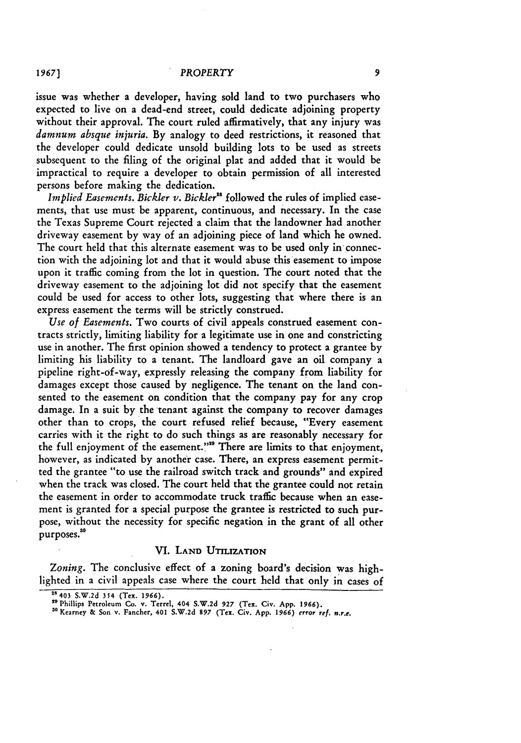issue was whether a developer, having sold land to two purchasers who expected to live on a dead-end street, could dedicate adjoining property without their approval. The court ruled affirmatively, that any injury was *damnum absque injuria*. By analogy to deed restrictions, it reasoned that the developer could dedicate unsold building lots to be used as streets subsequent to the filing of the original plat and added that it would be impractical to require a developer to obtain permission of all interested persons before making the dedication.

*Implied Easements. Bickler v. Bickler*[28] followed the rules of implied easements, that use must be apparent, continuous, and necessary. In the case the Texas Supreme Court rejected a claim that the landowner had another driveway easement by way of an adjoining piece of land which he owned. The court held that this alternate easement was to be used only in connection with the adjoining lot and that it would abuse this easement to impose upon it traffic coming from the lot in question. The court noted that the driveway easement to the adjoining lot did not specify that the easement could be used for access to other lots, suggesting that where there is an express easement the terms will be strictly construed.

*Use of Easements.* Two courts of civil appeals construed easement contracts strictly, limiting liability for a legitimate use in one and constricting use in another. The first opinion showed a tendency to protect a grantee by limiting his liability to a tenant. The landloard gave an oil company a pipeline right-of-way, expressly releasing the company from liability for damages except those caused by negligence. The tenant on the land consented to the easement on condition that the company pay for any crop damage. In a suit by the tenant against the company to recover damages other than to crops, the court refused relief because, "Every easement carries with it the right to do such things as are reasonably necessary for the full enjoyment of the easement."[29] There are limits to that enjoyment, however, as indicated by another case. There, an express easement permitted the grantee "to use the railroad switch track and grounds" and expired when the track was closed. The court held that the grantee could not retain the easement in order to accommodate truck traffic because when an easement is granted for a special purpose the grantee is restricted to such purpose, without the necessity for specific negation in the grant of all other purposes.[30]

## VI. Land Utilization

*Zoning.* The conclusive effect of a zoning board's decision was highlighted in a civil appeals case where the court held that only in cases of

---

[28] 403 S.W.2d 354 (Tex. 1966).

[29] Phillips Petroleum Co. v. Terrel, 404 S.W.2d 927 (Tex. Civ. App. 1966).

[30] Kearney & Son v. Fancher, 401 S.W.2d 897 (Tex. Civ. App. 1966) *error ref. n.r.e.*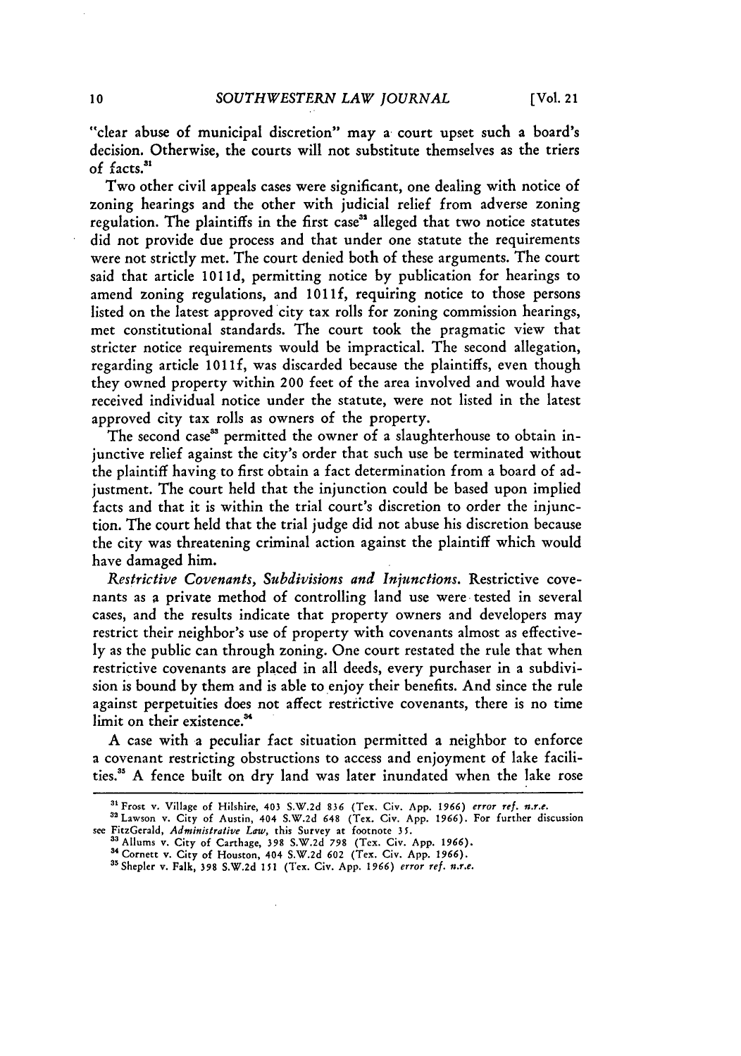"clear abuse of municipal discretion" may a court upset such a board's decision. Otherwise, the courts will not substitute themselves as the triers of facts.[31]

Two other civil appeals cases were significant, one dealing with notice of zoning hearings and the other with judicial relief from adverse zoning regulation. The plaintiffs in the first case[32] alleged that two notice statutes did not provide due process and that under one statute the requirements were not strictly met. The court denied both of these arguments. The court said that article 1011d, permitting notice by publication for hearings to amend zoning regulations, and 1011f, requiring notice to those persons listed on the latest approved city tax rolls for zoning commission hearings, met constitutional standards. The court took the pragmatic view that stricter notice requirements would be impractical. The second allegation, regarding article 1011f, was discarded because the plaintiffs, even though they owned property within 200 feet of the area involved and would have received individual notice under the statute, were not listed in the latest approved city tax rolls as owners of the property.

The second case[33] permitted the owner of a slaughterhouse to obtain injunctive relief against the city's order that such use be terminated without the plaintiff having to first obtain a fact determination from a board of adjustment. The court held that the injunction could be based upon implied facts and that it is within the trial court's discretion to order the injunction. The court held that the trial judge did not abuse his discretion because the city was threatening criminal action against the plaintiff which would have damaged him.

*Restrictive Covenants, Subdivisions and Injunctions.* Restrictive covenants as a private method of controlling land use were tested in several cases, and the results indicate that property owners and developers may restrict their neighbor's use of property with covenants almost as effectively as the public can through zoning. One court restated the rule that when restrictive covenants are placed in all deeds, every purchaser in a subdivision is bound by them and is able to enjoy their benefits. And since the rule against perpetuities does not affect restrictive covenants, there is no time limit on their existence.[34]

A case with a peculiar fact situation permitted a neighbor to enforce a covenant restricting obstructions to access and enjoyment of lake facilities.[35] A fence built on dry land was later inundated when the lake rose

[31] Frost v. Village of Hilshire, 403 S.W.2d 836 (Tex. Civ. App. 1966) *error ref. n.r.e.*

[32] Lawson v. City of Austin, 404 S.W.2d 648 (Tex. Civ. App. 1966). For further discussion see FitzGerald, *Administrative Law*, this Survey at footnote 35.

[33] Allums v. City of Carthage, 398 S.W.2d 798 (Tex. Civ. App. 1966).

[34] Cornett v. City of Houston, 404 S.W.2d 602 (Tex. Civ. App. 1966).

[35] Shepler v. Falk, 398 S.W.2d 151 (Tex. Civ. App. 1966) *error ref. n.r.e.*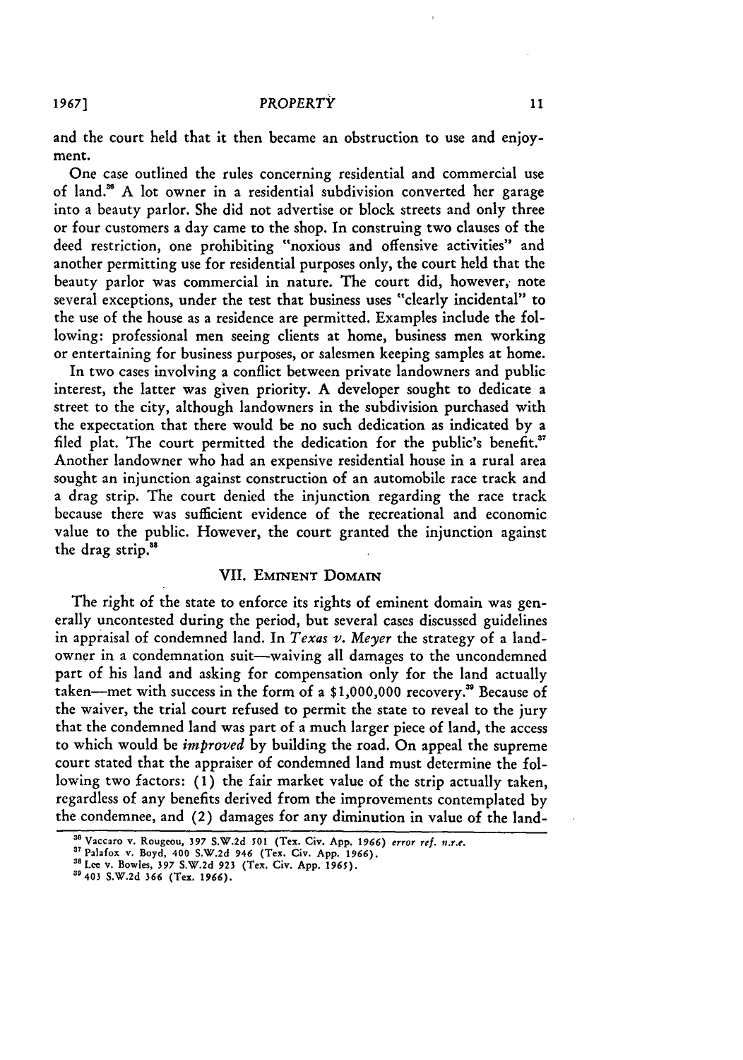and the court held that it then became an obstruction to use and enjoyment.

One case outlined the rules concerning residential and commercial use of land.[36] A lot owner in a residential subdivision converted her garage into a beauty parlor. She did not advertise or block streets and only three or four customers a day came to the shop. In construing two clauses of the deed restriction, one prohibiting "noxious and offensive activities" and another permitting use for residential purposes only, the court held that the beauty parlor was commercial in nature. The court did, however, note several exceptions, under the test that business uses "clearly incidental" to the use of the house as a residence are permitted. Examples include the following: professional men seeing clients at home, business men working or entertaining for business purposes, or salesmen keeping samples at home.

In two cases involving a conflict between private landowners and public interest, the latter was given priority. A developer sought to dedicate a street to the city, although landowners in the subdivision purchased with the expectation that there would be no such dedication as indicated by a filed plat. The court permitted the dedication for the public's benefit.[37] Another landowner who had an expensive residential house in a rural area sought an injunction against construction of an automobile race track and a drag strip. The court denied the injunction regarding the race track because there was sufficient evidence of the recreational and economic value to the public. However, the court granted the injunction against the drag strip.[38]

## VII. Eminent Domain

The right of the state to enforce its rights of eminent domain was generally uncontested during the period, but several cases discussed guidelines in appraisal of condemned land. In *Texas v. Meyer* the strategy of a landowner in a condemnation suit—waiving all damages to the uncondemned part of his land and asking for compensation only for the land actually taken—met with success in the form of a $1,000,000 recovery.[39] Because of the waiver, the trial court refused to permit the state to reveal to the jury that the condemned land was part of a much larger piece of land, the access to which would be *improved* by building the road. On appeal the supreme court stated that the appraiser of condemned land must determine the following two factors: (1) the fair market value of the strip actually taken, regardless of any benefits derived from the improvements contemplated by the condemnee, and (2) damages for any diminution in value of the land-

---

[36] Vaccaro v. Rougeou, 397 S.W.2d 501 (Tex. Civ. App. 1966) *error ref. n.r.e.*

[37] Palafox v. Boyd, 400 S.W.2d 946 (Tex. Civ. App. 1966).

[38] Lee v. Bowles, 397 S.W.2d 923 (Tex. Civ. App. 1965).

[39] 403 S.W.2d 366 (Tex. 1966).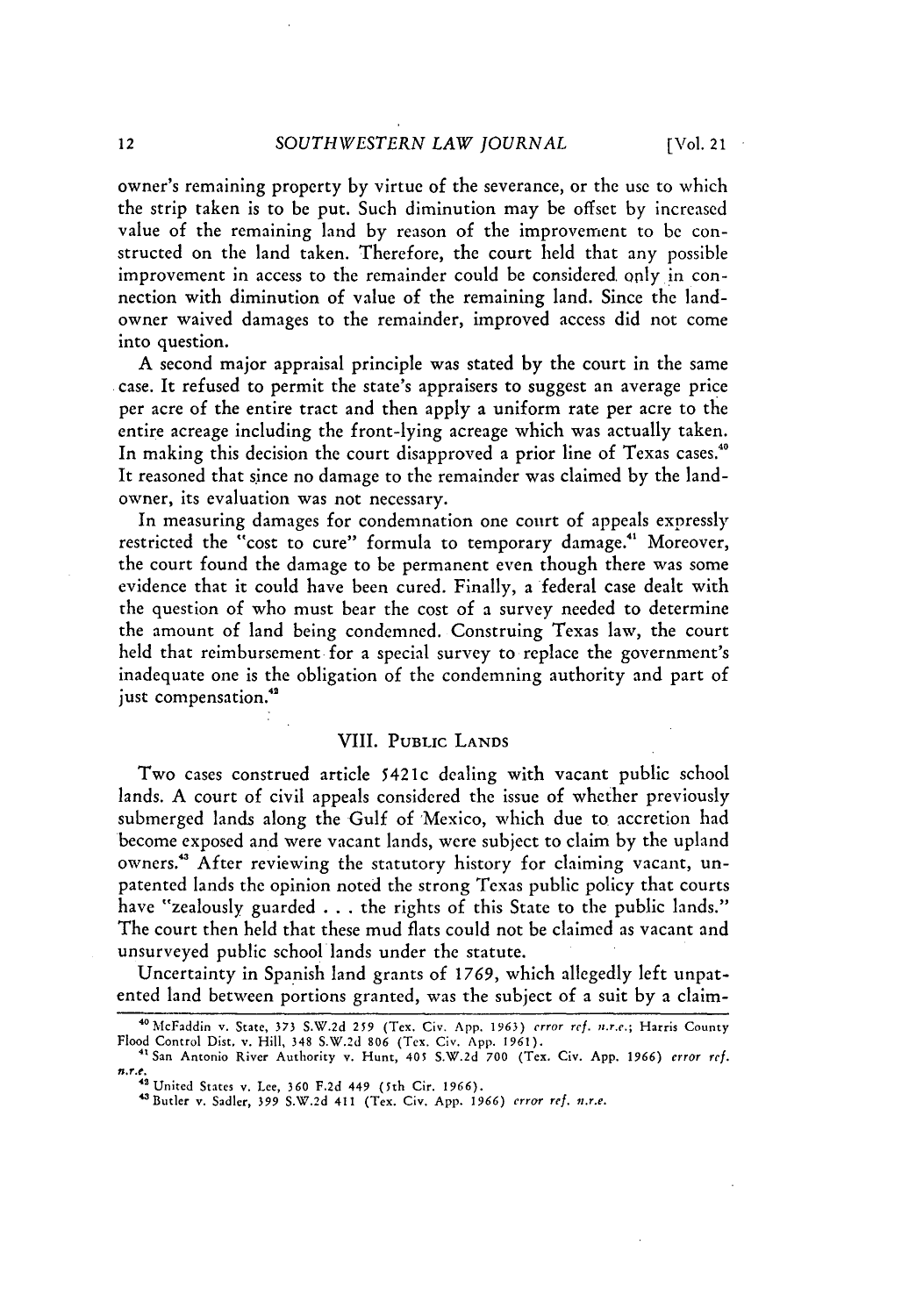owner's remaining property by virtue of the severance, or the use to which the strip taken is to be put. Such diminution may be offset by increased value of the remaining land by reason of the improvement to be constructed on the land taken. Therefore, the court held that any possible improvement in access to the remainder could be considered only in connection with diminution of value of the remaining land. Since the landowner waived damages to the remainder, improved access did not come into question.

A second major appraisal principle was stated by the court in the same case. It refused to permit the state's appraisers to suggest an average price per acre of the entire tract and then apply a uniform rate per acre to the entire acreage including the front-lying acreage which was actually taken. In making this decision the court disapproved a prior line of Texas cases.[40] It reasoned that since no damage to the remainder was claimed by the landowner, its evaluation was not necessary.

In measuring damages for condemnation one court of appeals expressly restricted the "cost to cure" formula to temporary damage.[41] Moreover, the court found the damage to be permanent even though there was some evidence that it could have been cured. Finally, a federal case dealt with the question of who must bear the cost of a survey needed to determine the amount of land being condemned. Construing Texas law, the court held that reimbursement for a special survey to replace the government's inadequate one is the obligation of the condemning authority and part of just compensation.[42]

## VIII. Public Lands

Two cases construed article 5421c dealing with vacant public school lands. A court of civil appeals considered the issue of whether previously submerged lands along the Gulf of Mexico, which due to accretion had become exposed and were vacant lands, were subject to claim by the upland owners.[43] After reviewing the statutory history for claiming vacant, unpatented lands the opinion noted the strong Texas public policy that courts have "zealously guarded . . . the rights of this State to the public lands." The court then held that these mud flats could not be claimed as vacant and unsurveyed public school lands under the statute.

Uncertainty in Spanish land grants of 1769, which allegedly left unpatented land between portions granted, was the subject of a suit by a claim-

---

[40] McFaddin v. State, 373 S.W.2d 259 (Tex. Civ. App. 1963) *error ref. n.r.e.*; Harris County Flood Control Dist. v. Hill, 348 S.W.2d 806 (Tex. Civ. App. 1961).

[41] San Antonio River Authority v. Hunt, 405 S.W.2d 700 (Tex. Civ. App. 1966) *error ref. n.r.e.*

[42] United States v. Lee, 360 F.2d 449 (5th Cir. 1966).

[43] Butler v. Sadler, 399 S.W.2d 411 (Tex. Civ. App. 1966) *error ref. n.r.e.*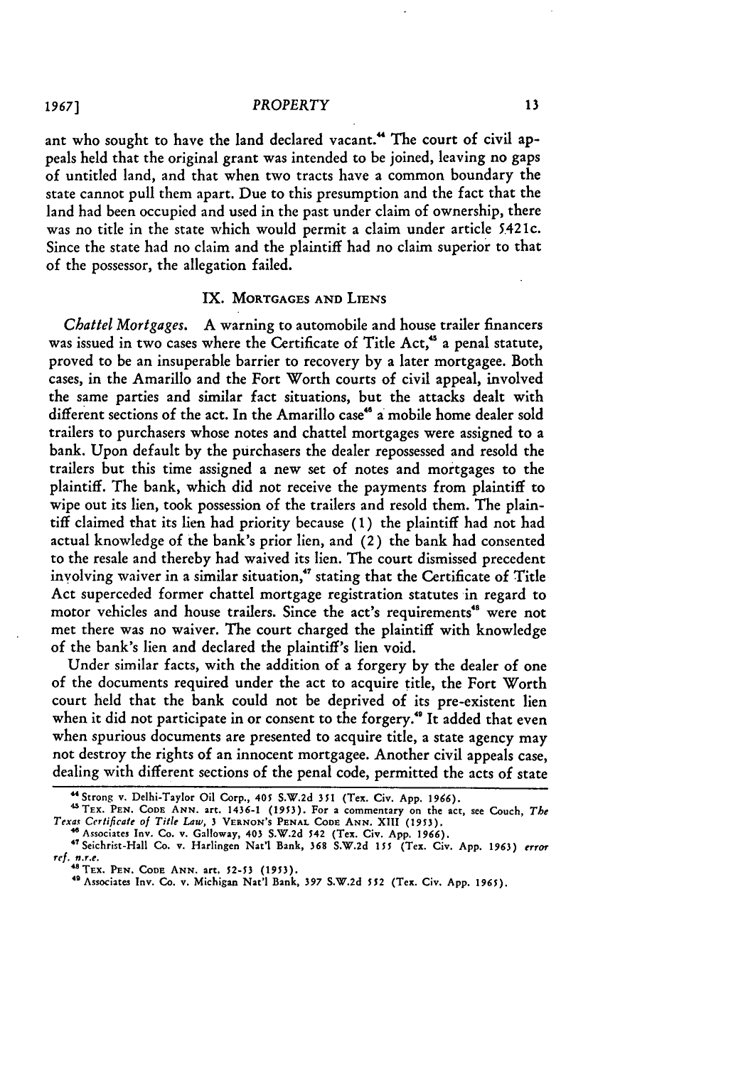ant who sought to have the land declared vacant.[44] The court of civil appeals held that the original grant was intended to be joined, leaving no gaps of untitled land, and that when two tracts have a common boundary the state cannot pull them apart. Due to this presumption and the fact that the land had been occupied and used in the past under claim of ownership, there was no title in the state which would permit a claim under article 5421c. Since the state had no claim and the plaintiff had no claim superior to that of the possessor, the allegation failed.

## IX. MORTGAGES AND LIENS

*Chattel Mortgages.* A warning to automobile and house trailer financers was issued in two cases where the Certificate of Title Act,[45] a penal statute, proved to be an insuperable barrier to recovery by a later mortgagee. Both cases, in the Amarillo and the Fort Worth courts of civil appeal, involved the same parties and similar fact situations, but the attacks dealt with different sections of the act. In the Amarillo case[46] a mobile home dealer sold trailers to purchasers whose notes and chattel mortgages were assigned to a bank. Upon default by the purchasers the dealer repossessed and resold the trailers but this time assigned a new set of notes and mortgages to the plaintiff. The bank, which did not receive the payments from plaintiff to wipe out its lien, took possession of the trailers and resold them. The plaintiff claimed that its lien had priority because (1) the plaintiff had not had actual knowledge of the bank's prior lien, and (2) the bank had consented to the resale and thereby had waived its lien. The court dismissed precedent involving waiver in a similar situation,[47] stating that the Certificate of Title Act superceded former chattel mortgage registration statutes in regard to motor vehicles and house trailers. Since the act's requirements[48] were not met there was no waiver. The court charged the plaintiff with knowledge of the bank's lien and declared the plaintiff's lien void.

Under similar facts, with the addition of a forgery by the dealer of one of the documents required under the act to acquire title, the Fort Worth court held that the bank could not be deprived of its pre-existent lien when it did not participate in or consent to the forgery.[49] It added that even when spurious documents are presented to acquire title, a state agency may not destroy the rights of an innocent mortgagee. Another civil appeals case, dealing with different sections of the penal code, permitted the acts of state

---

[44] Strong v. Delhi-Taylor Oil Corp., 405 S.W.2d 351 (Tex. Civ. App. 1966).

[45] TEX. PEN. CODE ANN. art. 1436-1 (1953). For a commentary on the act, see Couch, *The Texas Certificate of Title Law*, 3 VERNON'S PENAL CODE ANN. XIII (1953).

[46] Associates Inv. Co. v. Galloway, 403 S.W.2d 542 (Tex. Civ. App. 1966).

[47] Seichrist-Hall Co. v. Harlingen Nat'l Bank, 368 S.W.2d 155 (Tex. Civ. App. 1963) *error ref. n.r.e.*

[48] TEX. PEN. CODE ANN. art. 52-53 (1953).

[49] Associates Inv. Co. v. Michigan Nat'l Bank, 397 S.W.2d 552 (Tex. Civ. App. 1965).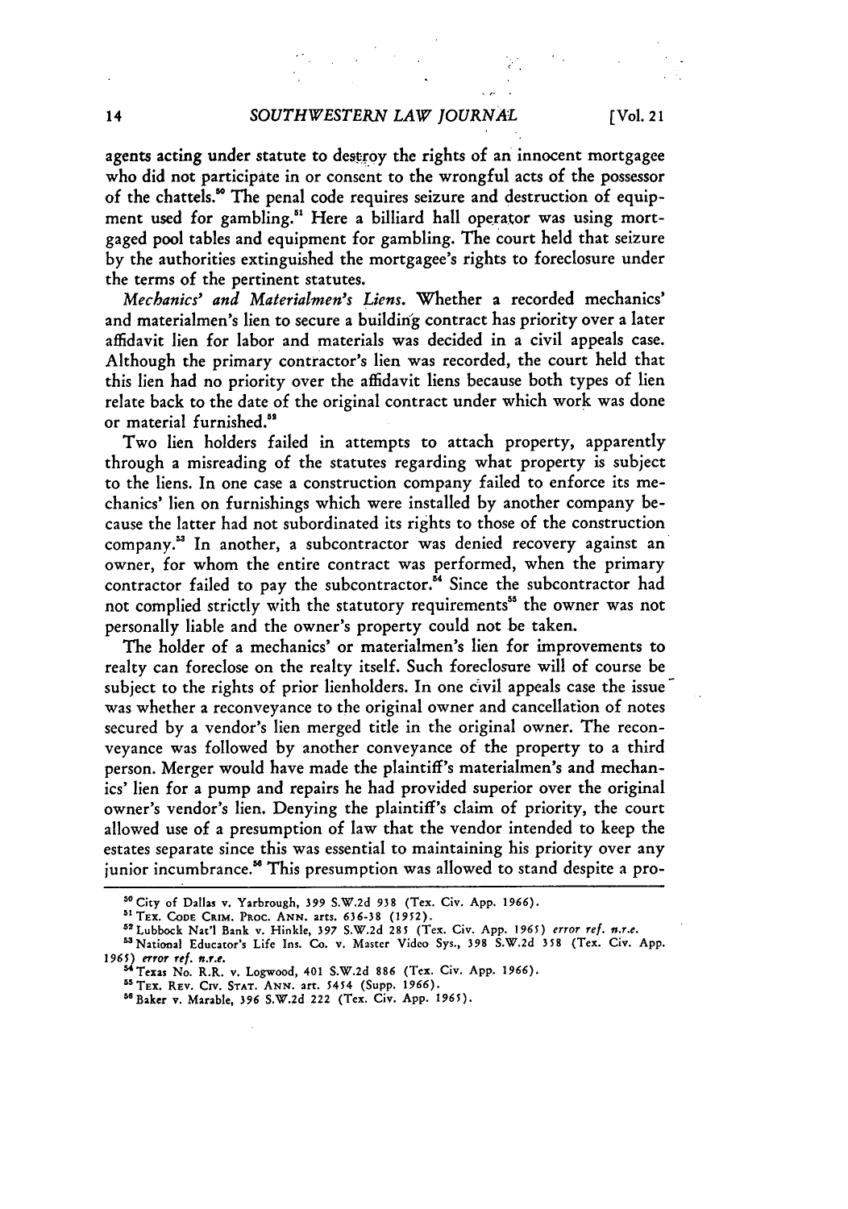agents acting under statute to destroy the rights of an innocent mortgagee who did not participate in or consent to the wrongful acts of the possessor of the chattels.[50] The penal code requires seizure and destruction of equipment used for gambling.[51] Here a billiard hall operator was using mortgaged pool tables and equipment for gambling. The court held that seizure by the authorities extinguished the mortgagee's rights to foreclosure under the terms of the pertinent statutes.

*Mechanics' and Materialmen's Liens.* Whether a recorded mechanics' and materialmen's lien to secure a building contract has priority over a later affidavit lien for labor and materials was decided in a civil appeals case. Although the primary contractor's lien was recorded, the court held that this lien had no priority over the affidavit liens because both types of lien relate back to the date of the original contract under which work was done or material furnished.[52]

Two lien holders failed in attempts to attach property, apparently through a misreading of the statutes regarding what property is subject to the liens. In one case a construction company failed to enforce its mechanics' lien on furnishings which were installed by another company because the latter had not subordinated its rights to those of the construction company.[53] In another, a subcontractor was denied recovery against an owner, for whom the entire contract was performed, when the primary contractor failed to pay the subcontractor.[54] Since the subcontractor had not complied strictly with the statutory requirements[55] the owner was not personally liable and the owner's property could not be taken.

The holder of a mechanics' or materialmen's lien for improvements to realty can foreclose on the realty itself. Such foreclosure will of course be subject to the rights of prior lienholders. In one civil appeals case the issue was whether a reconveyance to the original owner and cancellation of notes secured by a vendor's lien merged title in the original owner. The reconveyance was followed by another conveyance of the property to a third person. Merger would have made the plaintiff's materialmen's and mechanics' lien for a pump and repairs he had provided superior over the original owner's vendor's lien. Denying the plaintiff's claim of priority, the court allowed use of a presumption of law that the vendor intended to keep the estates separate since this was essential to maintaining his priority over any junior incumbrance.[56] This presumption was allowed to stand despite a pro-

---

[50] City of Dallas v. Yarbrough, 399 S.W.2d 938 (Tex. Civ. App. 1966).

[51] TEX. CODE CRIM. PROC. ANN. arts. 636-38 (1952).

[52] Lubbock Nat'l Bank v. Hinkle, 397 S.W.2d 285 (Tex. Civ. App. 1965) *error ref. n.r.e.*

[53] National Educator's Life Ins. Co. v. Master Video Sys., 398 S.W.2d 358 (Tex. Civ. App. 1965) *error ref. n.r.e.*

[54] Texas No. R.R. v. Logwood, 401 S.W.2d 886 (Tex. Civ. App. 1966).

[55] TEX. REV. CIV. STAT. ANN. art. 5454 (Supp. 1966).

[56] Baker v. Marable, 396 S.W.2d 222 (Tex. Civ. App. 1965).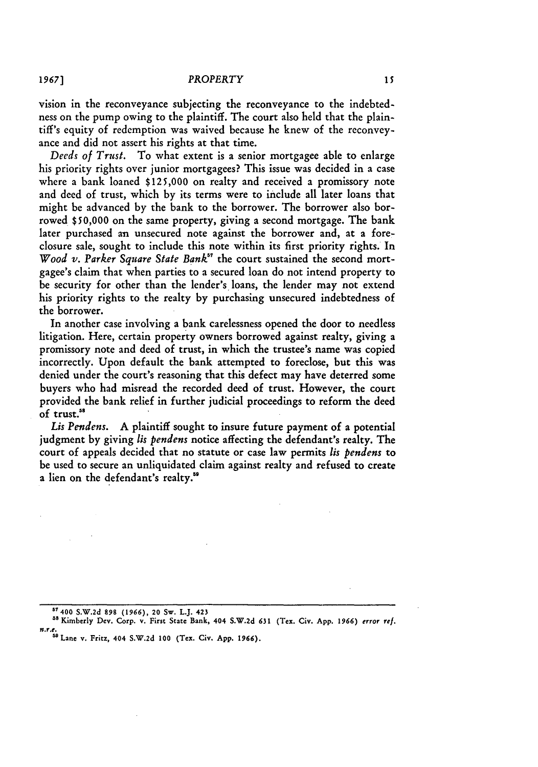vision in the reconveyance subjecting the reconveyance to the indebtedness on the pump owing to the plaintiff. The court also held that the plaintiff's equity of redemption was waived because he knew of the reconveyance and did not assert his rights at that time.

*Deeds of Trust.* To what extent is a senior mortgagee able to enlarge his priority rights over junior mortgagees? This issue was decided in a case where a bank loaned $125,000 on realty and received a promissory note and deed of trust, which by its terms were to include all later loans that might be advanced by the bank to the borrower. The borrower also borrowed $50,000 on the same property, giving a second mortgage. The bank later purchased an unsecured note against the borrower and, at a foreclosure sale, sought to include this note within its first priority rights. In *Wood v. Parker Square State Bank*[57] the court sustained the second mortgagee's claim that when parties to a secured loan do not intend property to be security for other than the lender's loans, the lender may not extend his priority rights to the realty by purchasing unsecured indebtedness of the borrower.

In another case involving a bank carelessness opened the door to needless litigation. Here, certain property owners borrowed against realty, giving a promissory note and deed of trust, in which the trustee's name was copied incorrectly. Upon default the bank attempted to foreclose, but this was denied under the court's reasoning that this defect may have deterred some buyers who had misread the recorded deed of trust. However, the court provided the bank relief in further judicial proceedings to reform the deed of trust.[58]

*Lis Pendens.* A plaintiff sought to insure future payment of a potential judgment by giving *lis pendens* notice affecting the defendant's realty. The court of appeals decided that no statute or case law permits *lis pendens* to be used to secure an unliquidated claim against realty and refused to create a lien on the defendant's realty.[59]

---

[57] 400 S.W.2d 898 (1966), 20 Sw. L.J. 423

[58] Kimberly Dev. Corp. v. First State Bank, 404 S.W.2d 631 (Tex. Civ. App. 1966) *error ref. n.r.e.*

[59] Lane v. Fritz, 404 S.W.2d 100 (Tex. Civ. App. 1966).